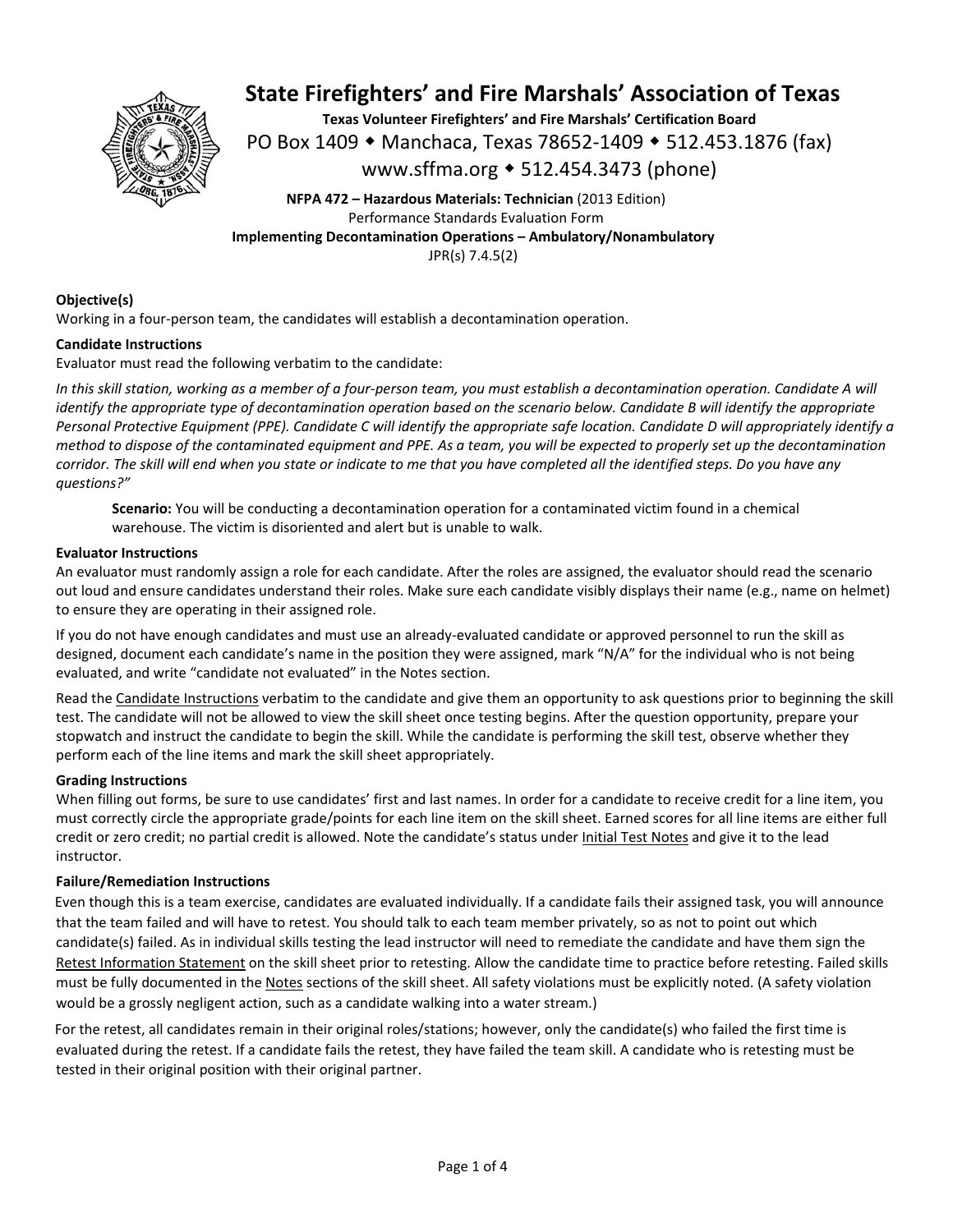# State Firefighters' and Fire Marshals' Association of Texas

**Texas Volunteer Firefighters' and Fire Marshals' Certification Board**

PO Box 1409 ◆ Manchaca, Texas 78652-1409 ◆ 512.453.1876 (fax)

www.sffma.org ◆ 512.454.3473 (phone)

**NFPA 472 – Hazardous Materials: Technician** (2013 Edition)

Performance Standards Evaluation Form

**Implementing Decontamination Operations – Ambulatory/Nonambulatory**

JPR(s) 7.4.5(2)

**Objective(s)**

Working in a four-person team, the candidates will establish a decontamination operation.

**Candidate Instructions**

Evaluator must read the following verbatim to the candidate:

*In this skill station, working as a member of a four-person team, you must establish a decontamination operation. Candidate A will identify the appropriate type of decontamination operation based on the scenario below. Candidate B will identify the appropriate Personal Protective Equipment (PPE). Candidate C will identify the appropriate safe location. Candidate D will appropriately identify a method to dispose of the contaminated equipment and PPE. As a team, you will be expected to properly set up the decontamination corridor. The skill will end when you state or indicate to me that you have completed all the identified steps. Do you have any questions?"*

> **Scenario:** You will be conducting a decontamination operation for a contaminated victim found in a chemical warehouse. The victim is disoriented and alert but is unable to walk.

**Evaluator Instructions**

An evaluator must randomly assign a role for each candidate. After the roles are assigned, the evaluator should read the scenario out loud and ensure candidates understand their roles. Make sure each candidate visibly displays their name (e.g., name on helmet) to ensure they are operating in their assigned role.

If you do not have enough candidates and must use an already-evaluated candidate or approved personnel to run the skill as designed, document each candidate's name in the position they were assigned, mark "N/A" for the individual who is not being evaluated, and write "candidate not evaluated" in the Notes section.

Read the Candidate Instructions verbatim to the candidate and give them an opportunity to ask questions prior to beginning the skill test. The candidate will not be allowed to view the skill sheet once testing begins. After the question opportunity, prepare your stopwatch and instruct the candidate to begin the skill. While the candidate is performing the skill test, observe whether they perform each of the line items and mark the skill sheet appropriately.

**Grading Instructions**

When filling out forms, be sure to use candidates' first and last names. In order for a candidate to receive credit for a line item, you must correctly circle the appropriate grade/points for each line item on the skill sheet. Earned scores for all line items are either full credit or zero credit; no partial credit is allowed. Note the candidate's status under Initial Test Notes and give it to the lead instructor.

**Failure/Remediation Instructions**

Even though this is a team exercise, candidates are evaluated individually. If a candidate fails their assigned task, you will announce that the team failed and will have to retest. You should talk to each team member privately, so as not to point out which candidate(s) failed. As in individual skills testing the lead instructor will need to remediate the candidate and have them sign the Retest Information Statement on the skill sheet prior to retesting. Allow the candidate time to practice before retesting. Failed skills must be fully documented in the Notes sections of the skill sheet. All safety violations must be explicitly noted. (A safety violation would be a grossly negligent action, such as a candidate walking into a water stream.)

For the retest, all candidates remain in their original roles/stations; however, only the candidate(s) who failed the first time is evaluated during the retest. If a candidate fails the retest, they have failed the team skill. A candidate who is retesting must be tested in their original position with their original partner.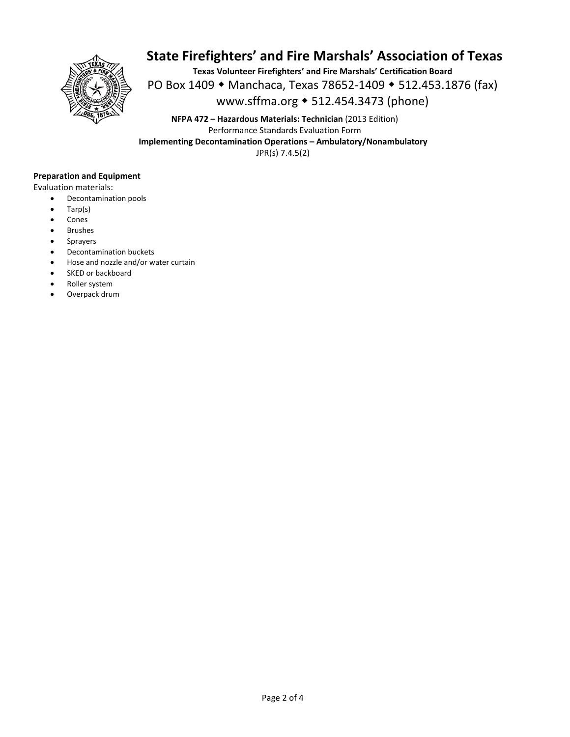# State Firefighters' and Fire Marshals' Association of Texas

**Texas Volunteer Firefighters' and Fire Marshals' Certification Board**

PO Box 1409 ◆ Manchaca, Texas 78652-1409 ◆ 512.453.1876 (fax)

www.sffma.org ◆ 512.454.3473 (phone)

**NFPA 472 – Hazardous Materials: Technician** (2013 Edition)

Performance Standards Evaluation Form

**Implementing Decontamination Operations – Ambulatory/Nonambulatory**

JPR(s) 7.4.5(2)

**Preparation and Equipment**

Evaluation materials:

- Decontamination pools
- Tarp(s)
- Cones
- Brushes
- Sprayers
- Decontamination buckets
- Hose and nozzle and/or water curtain
- SKED or backboard
- Roller system
- Overpack drum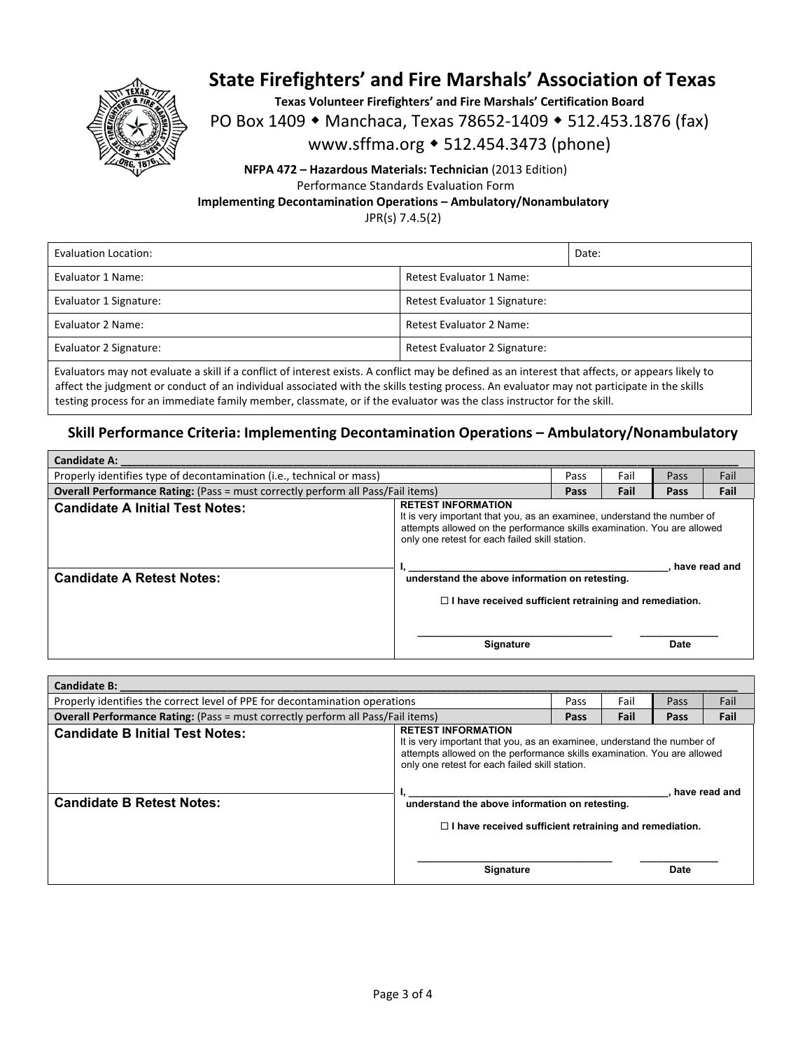# State Firefighters' and Fire Marshals' Association of Texas

**Texas Volunteer Firefighters' and Fire Marshals' Certification Board**

PO Box 1409 ◆ Manchaca, Texas 78652-1409 ◆ 512.453.1876 (fax)

www.sffma.org ◆ 512.454.3473 (phone)

**NFPA 472 – Hazardous Materials: Technician** (2013 Edition)

Performance Standards Evaluation Form

**Implementing Decontamination Operations – Ambulatory/Nonambulatory**

JPR(s) 7.4.5(2)

| Evaluation Location: | | Date: |
|---|---|---|
| Evaluator 1 Name: | Retest Evaluator 1 Name: | |
| Evaluator 1 Signature: | Retest Evaluator 1 Signature: | |
| Evaluator 2 Name: | Retest Evaluator 2 Name: | |
| Evaluator 2 Signature: | Retest Evaluator 2 Signature: | |

Evaluators may not evaluate a skill if a conflict of interest exists. A conflict may be defined as an interest that affects, or appears likely to affect the judgment or conduct of an individual associated with the skills testing process. An evaluator may not participate in the skills testing process for an immediate family member, classmate, or if the evaluator was the class instructor for the skill.

## Skill Performance Criteria: Implementing Decontamination Operations – Ambulatory/Nonambulatory

| **Candidate A:** ______________________________ | | | | |
|---|---|---|---|---|
| Properly identifies type of decontamination (i.e., technical or mass) | Pass | Fail | Pass | Fail |
| **Overall Performance Rating:** (Pass = must correctly perform all Pass/Fail items) | **Pass** | **Fail** | **Pass** | **Fail** |

**Candidate A Initial Test Notes:**

**Candidate A Retest Notes:**

**RETEST INFORMATION**
It is very important that you, as an examinee, understand the number of attempts allowed on the performance skills examination. You are allowed only one retest for each failed skill station.

**I, ______________________________, have read and understand the above information on retesting.**

☐ **I have received sufficient retraining and remediation.**

______________________ **Signature** ____________ **Date**

| **Candidate B:** ______________________________ | | | | |
|---|---|---|---|---|
| Properly identifies the correct level of PPE for decontamination operations | Pass | Fail | Pass | Fail |
| **Overall Performance Rating:** (Pass = must correctly perform all Pass/Fail items) | **Pass** | **Fail** | **Pass** | **Fail** |

**Candidate B Initial Test Notes:**

**Candidate B Retest Notes:**

**RETEST INFORMATION**
It is very important that you, as an examinee, understand the number of attempts allowed on the performance skills examination. You are allowed only one retest for each failed skill station.

**I, ______________________________, have read and understand the above information on retesting.**

☐ **I have received sufficient retraining and remediation.**

______________________ **Signature** ____________ **Date**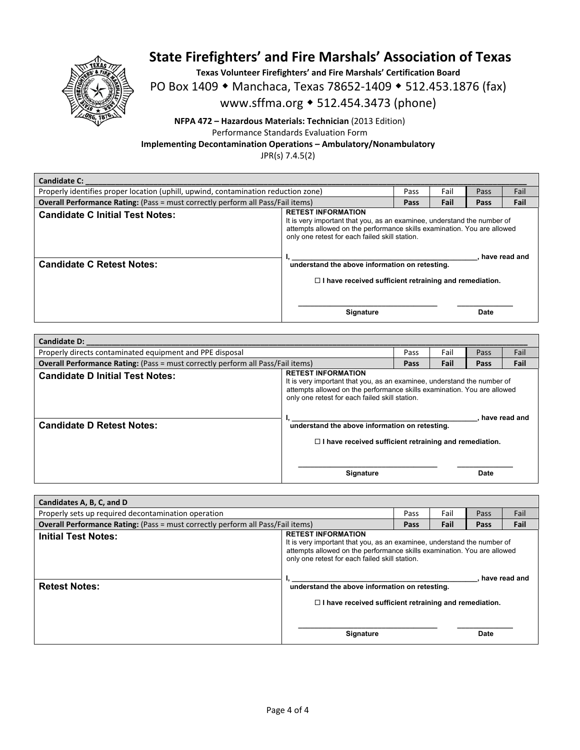# State Firefighters' and Fire Marshals' Association of Texas

**Texas Volunteer Firefighters' and Fire Marshals' Certification Board**

PO Box 1409 ◆ Manchaca, Texas 78652-1409 ◆ 512.453.1876 (fax)

www.sffma.org ◆ 512.454.3473 (phone)

**NFPA 472 – Hazardous Materials: Technician** (2013 Edition)

Performance Standards Evaluation Form

**Implementing Decontamination Operations – Ambulatory/Nonambulatory**

JPR(s) 7.4.5(2)

| **Candidate C:** ______________________________ | | | | |
|---|---|---|---|---|
| Properly identifies proper location (uphill, upwind, contamination reduction zone) | Pass | Fail | Pass | Fail |
| **Overall Performance Rating:** (Pass = must correctly perform all Pass/Fail items) | **Pass** | **Fail** | **Pass** | **Fail** |

**Candidate C Initial Test Notes:**

**Candidate C Retest Notes:**

**RETEST INFORMATION**
It is very important that you, as an examinee, understand the number of attempts allowed on the performance skills examination. You are allowed only one retest for each failed skill station.

**I, ______________________________, have read and understand the above information on retesting.**

☐ **I have received sufficient retraining and remediation.**

______________________ **Signature** ______________ **Date**

| **Candidate D:** ______________________________ | | | | |
|---|---|---|---|---|
| Properly directs contaminated equipment and PPE disposal | Pass | Fail | Pass | Fail |
| **Overall Performance Rating:** (Pass = must correctly perform all Pass/Fail items) | **Pass** | **Fail** | **Pass** | **Fail** |

**Candidate D Initial Test Notes:**

**Candidate D Retest Notes:**

**RETEST INFORMATION**
It is very important that you, as an examinee, understand the number of attempts allowed on the performance skills examination. You are allowed only one retest for each failed skill station.

**I, ______________________________, have read and understand the above information on retesting.**

☐ **I have received sufficient retraining and remediation.**

______________________ **Signature** ______________ **Date**

| **Candidates A, B, C, and D** | | | | |
|---|---|---|---|---|
| Properly sets up required decontamination operation | Pass | Fail | Pass | Fail |
| **Overall Performance Rating:** (Pass = must correctly perform all Pass/Fail items) | **Pass** | **Fail** | **Pass** | **Fail** |

**Initial Test Notes:**

**Retest Notes:**

**RETEST INFORMATION**
It is very important that you, as an examinee, understand the number of attempts allowed on the performance skills examination. You are allowed only one retest for each failed skill station.

**I, ______________________________, have read and understand the above information on retesting.**

☐ **I have received sufficient retraining and remediation.**

______________________ **Signature** ______________ **Date**